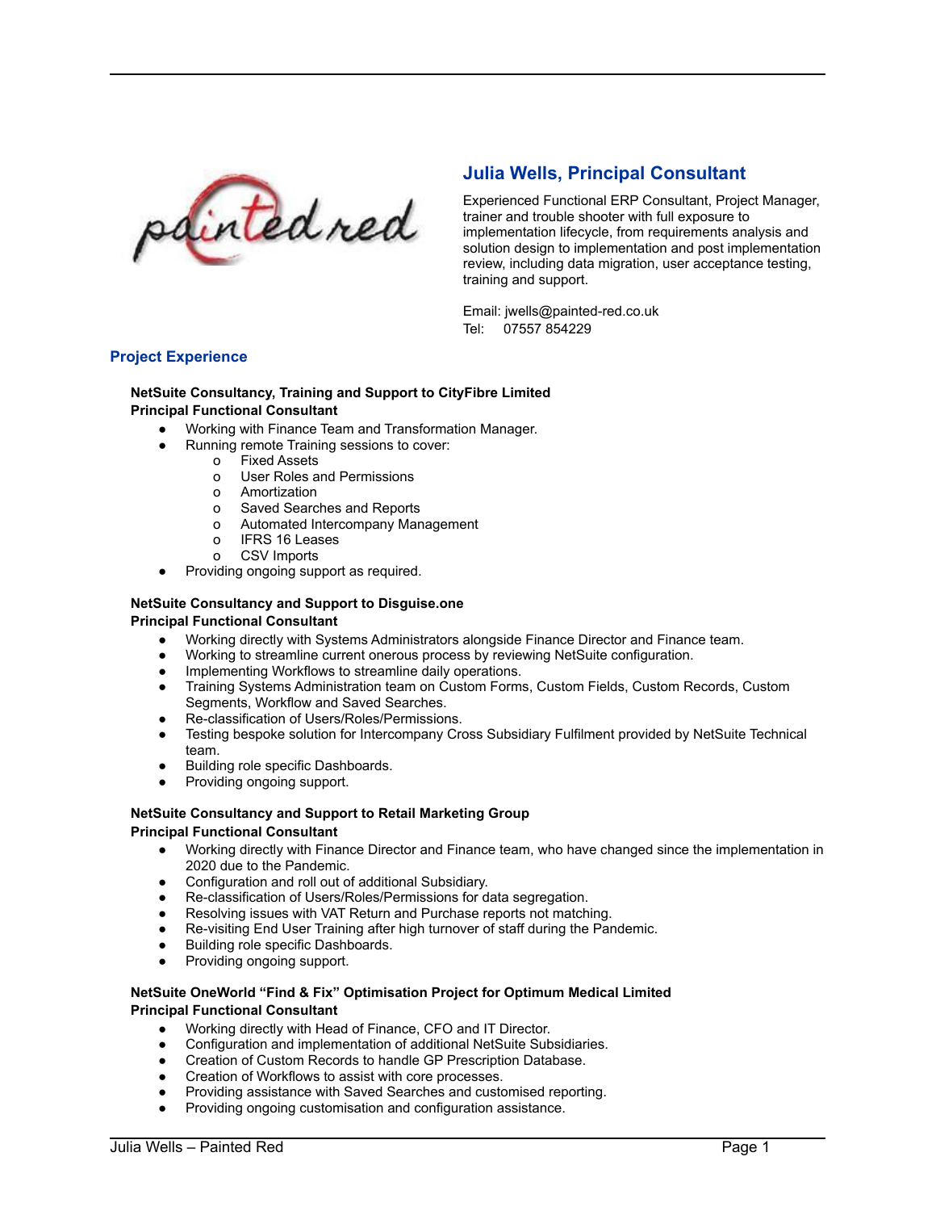## Julia Wells, Principal Consultant

Experienced Functional ERP Consultant, Project Manager, trainer and trouble shooter with full exposure to implementation lifecycle, from requirements analysis and solution design to implementation and post implementation review, including data migration, user acceptance testing, training and support.

Email: jwells@painted-red.co.uk
Tel: 07557 854229

## Project Experience

**NetSuite Consultancy, Training and Support to CityFibre Limited**
**Principal Functional Consultant**

- Working with Finance Team and Transformation Manager.
- Running remote Training sessions to cover:
  - Fixed Assets
  - User Roles and Permissions
  - Amortization
  - Saved Searches and Reports
  - Automated Intercompany Management
  - IFRS 16 Leases
  - CSV Imports
- Providing ongoing support as required.

**NetSuite Consultancy and Support to Disguise.one**
**Principal Functional Consultant**

- Working directly with Systems Administrators alongside Finance Director and Finance team.
- Working to streamline current onerous process by reviewing NetSuite configuration.
- Implementing Workflows to streamline daily operations.
- Training Systems Administration team on Custom Forms, Custom Fields, Custom Records, Custom Segments, Workflow and Saved Searches.
- Re-classification of Users/Roles/Permissions.
- Testing bespoke solution for Intercompany Cross Subsidiary Fulfilment provided by NetSuite Technical team.
- Building role specific Dashboards.
- Providing ongoing support.

**NetSuite Consultancy and Support to Retail Marketing Group**
**Principal Functional Consultant**

- Working directly with Finance Director and Finance team, who have changed since the implementation in 2020 due to the Pandemic.
- Configuration and roll out of additional Subsidiary.
- Re-classification of Users/Roles/Permissions for data segregation.
- Resolving issues with VAT Return and Purchase reports not matching.
- Re-visiting End User Training after high turnover of staff during the Pandemic.
- Building role specific Dashboards.
- Providing ongoing support.

**NetSuite OneWorld "Find & Fix" Optimisation Project for Optimum Medical Limited**
**Principal Functional Consultant**

- Working directly with Head of Finance, CFO and IT Director.
- Configuration and implementation of additional NetSuite Subsidiaries.
- Creation of Custom Records to handle GP Prescription Database.
- Creation of Workflows to assist with core processes.
- Providing assistance with Saved Searches and customised reporting.
- Providing ongoing customisation and configuration assistance.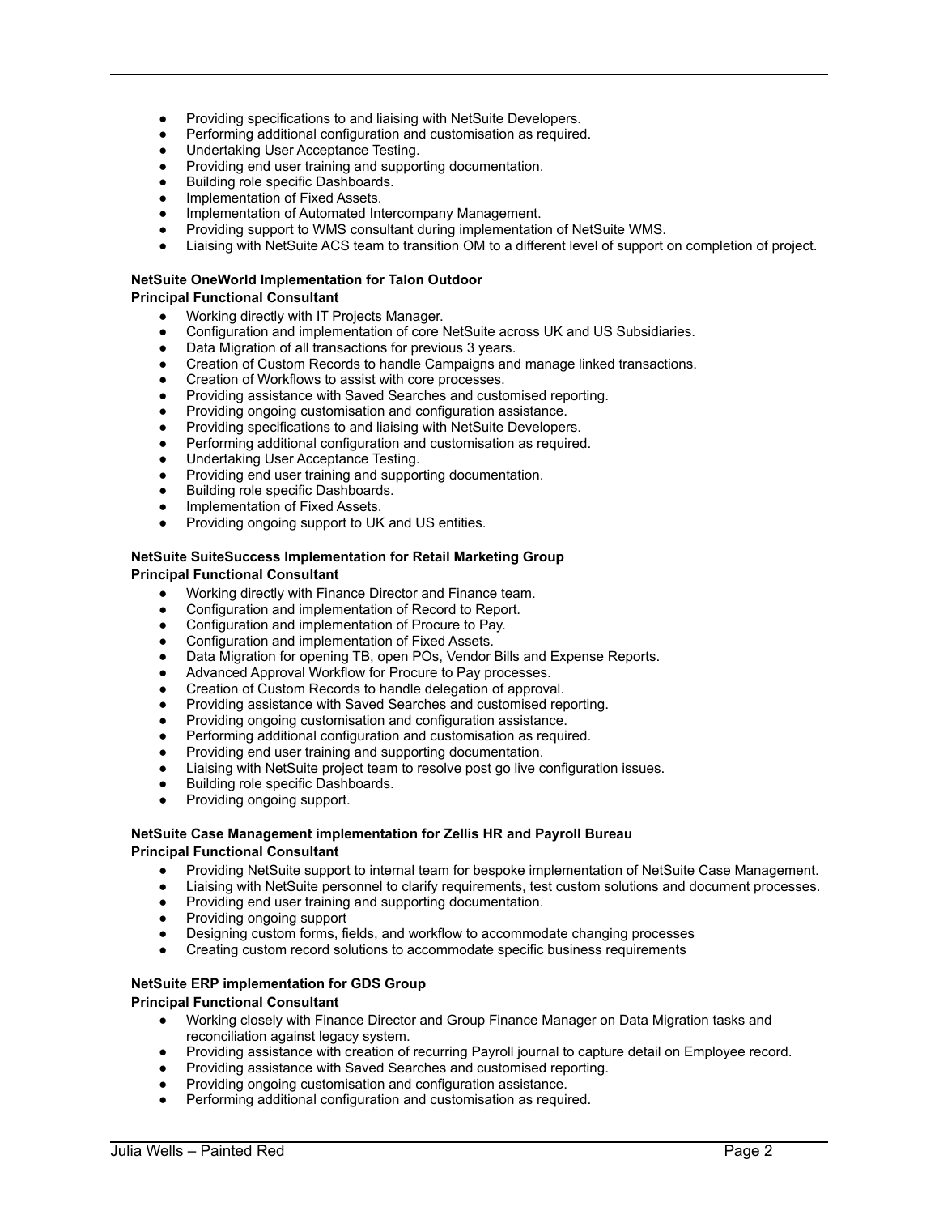- Providing specifications to and liaising with NetSuite Developers.
- Performing additional configuration and customisation as required.
- Undertaking User Acceptance Testing.
- Providing end user training and supporting documentation.
- Building role specific Dashboards.
- Implementation of Fixed Assets.
- Implementation of Automated Intercompany Management.
- Providing support to WMS consultant during implementation of NetSuite WMS.
- Liaising with NetSuite ACS team to transition OM to a different level of support on completion of project.

**NetSuite OneWorld Implementation for Talon Outdoor**
**Principal Functional Consultant**

- Working directly with IT Projects Manager.
- Configuration and implementation of core NetSuite across UK and US Subsidiaries.
- Data Migration of all transactions for previous 3 years.
- Creation of Custom Records to handle Campaigns and manage linked transactions.
- Creation of Workflows to assist with core processes.
- Providing assistance with Saved Searches and customised reporting.
- Providing ongoing customisation and configuration assistance.
- Providing specifications to and liaising with NetSuite Developers.
- Performing additional configuration and customisation as required.
- Undertaking User Acceptance Testing.
- Providing end user training and supporting documentation.
- Building role specific Dashboards.
- Implementation of Fixed Assets.
- Providing ongoing support to UK and US entities.

**NetSuite SuiteSuccess Implementation for Retail Marketing Group**
**Principal Functional Consultant**

- Working directly with Finance Director and Finance team.
- Configuration and implementation of Record to Report.
- Configuration and implementation of Procure to Pay.
- Configuration and implementation of Fixed Assets.
- Data Migration for opening TB, open POs, Vendor Bills and Expense Reports.
- Advanced Approval Workflow for Procure to Pay processes.
- Creation of Custom Records to handle delegation of approval.
- Providing assistance with Saved Searches and customised reporting.
- Providing ongoing customisation and configuration assistance.
- Performing additional configuration and customisation as required.
- Providing end user training and supporting documentation.
- Liaising with NetSuite project team to resolve post go live configuration issues.
- Building role specific Dashboards.
- Providing ongoing support.

**NetSuite Case Management implementation for Zellis HR and Payroll Bureau**
**Principal Functional Consultant**

- Providing NetSuite support to internal team for bespoke implementation of NetSuite Case Management.
- Liaising with NetSuite personnel to clarify requirements, test custom solutions and document processes.
- Providing end user training and supporting documentation.
- Providing ongoing support
- Designing custom forms, fields, and workflow to accommodate changing processes
- Creating custom record solutions to accommodate specific business requirements

**NetSuite ERP implementation for GDS Group**
**Principal Functional Consultant**

- Working closely with Finance Director and Group Finance Manager on Data Migration tasks and reconciliation against legacy system.
- Providing assistance with creation of recurring Payroll journal to capture detail on Employee record.
- Providing assistance with Saved Searches and customised reporting.
- Providing ongoing customisation and configuration assistance.
- Performing additional configuration and customisation as required.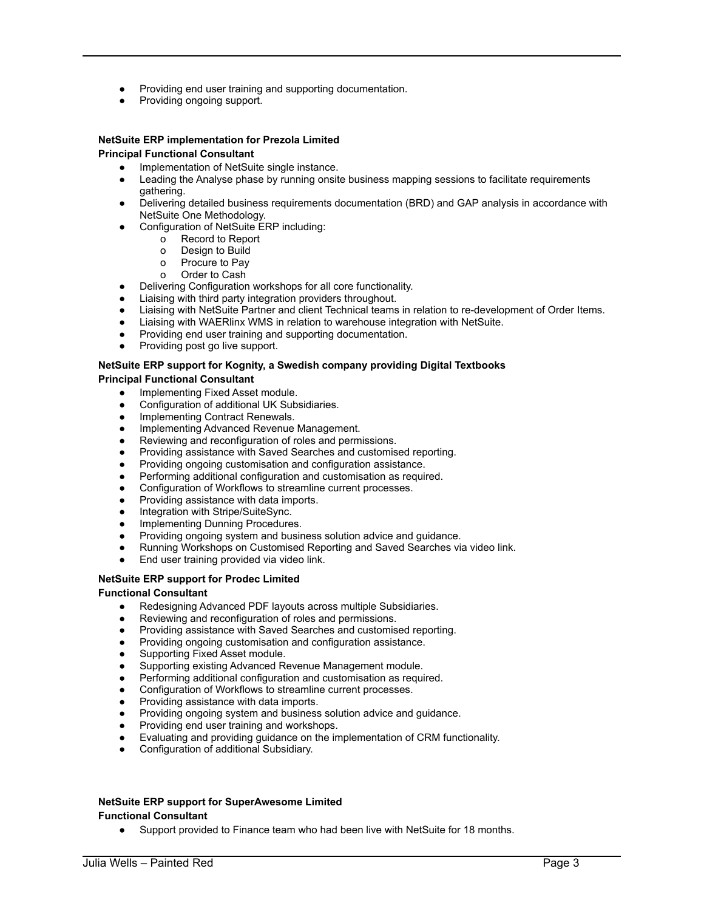- Providing end user training and supporting documentation.
- Providing ongoing support.

**NetSuite ERP implementation for Prezola Limited**
**Principal Functional Consultant**

- Implementation of NetSuite single instance.
- Leading the Analyse phase by running onsite business mapping sessions to facilitate requirements gathering.
- Delivering detailed business requirements documentation (BRD) and GAP analysis in accordance with NetSuite One Methodology.
- Configuration of NetSuite ERP including:
  - Record to Report
  - Design to Build
  - Procure to Pay
  - Order to Cash
- Delivering Configuration workshops for all core functionality.
- Liaising with third party integration providers throughout.
- Liaising with NetSuite Partner and client Technical teams in relation to re-development of Order Items.
- Liaising with WAERlinx WMS in relation to warehouse integration with NetSuite.
- Providing end user training and supporting documentation.
- Providing post go live support.

**NetSuite ERP support for Kognity, a Swedish company providing Digital Textbooks**
**Principal Functional Consultant**

- Implementing Fixed Asset module.
- Configuration of additional UK Subsidiaries.
- Implementing Contract Renewals.
- Implementing Advanced Revenue Management.
- Reviewing and reconfiguration of roles and permissions.
- Providing assistance with Saved Searches and customised reporting.
- Providing ongoing customisation and configuration assistance.
- Performing additional configuration and customisation as required.
- Configuration of Workflows to streamline current processes.
- Providing assistance with data imports.
- Integration with Stripe/SuiteSync.
- Implementing Dunning Procedures.
- Providing ongoing system and business solution advice and guidance.
- Running Workshops on Customised Reporting and Saved Searches via video link.
- End user training provided via video link.

**NetSuite ERP support for Prodec Limited**
**Functional Consultant**

- Redesigning Advanced PDF layouts across multiple Subsidiaries.
- Reviewing and reconfiguration of roles and permissions.
- Providing assistance with Saved Searches and customised reporting.
- Providing ongoing customisation and configuration assistance.
- Supporting Fixed Asset module.
- Supporting existing Advanced Revenue Management module.
- Performing additional configuration and customisation as required.
- Configuration of Workflows to streamline current processes.
- Providing assistance with data imports.
- Providing ongoing system and business solution advice and guidance.
- Providing end user training and workshops.
- Evaluating and providing guidance on the implementation of CRM functionality.
- Configuration of additional Subsidiary.

**NetSuite ERP support for SuperAwesome Limited**
**Functional Consultant**

- Support provided to Finance team who had been live with NetSuite for 18 months.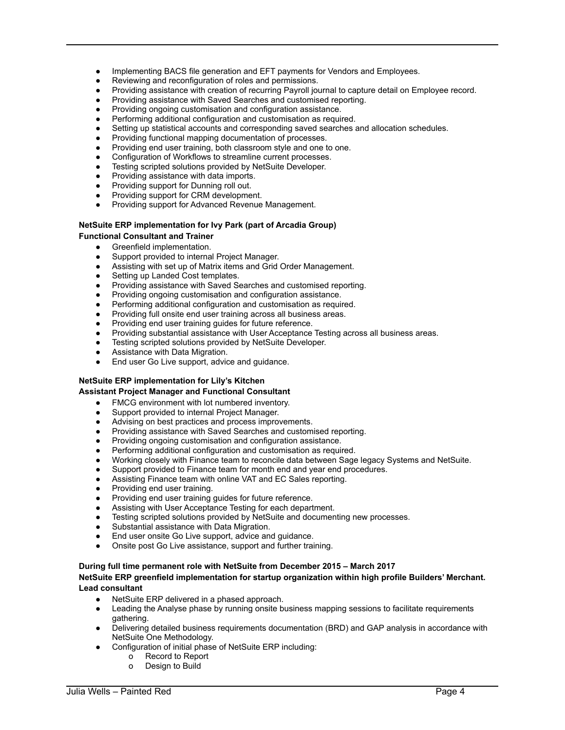- Implementing BACS file generation and EFT payments for Vendors and Employees.
- Reviewing and reconfiguration of roles and permissions.
- Providing assistance with creation of recurring Payroll journal to capture detail on Employee record.
- Providing assistance with Saved Searches and customised reporting.
- Providing ongoing customisation and configuration assistance.
- Performing additional configuration and customisation as required.
- Setting up statistical accounts and corresponding saved searches and allocation schedules.
- Providing functional mapping documentation of processes.
- Providing end user training, both classroom style and one to one.
- Configuration of Workflows to streamline current processes.
- Testing scripted solutions provided by NetSuite Developer.
- Providing assistance with data imports.
- Providing support for Dunning roll out.
- Providing support for CRM development.
- Providing support for Advanced Revenue Management.

**NetSuite ERP implementation for Ivy Park (part of Arcadia Group)**
**Functional Consultant and Trainer**

- Greenfield implementation.
- Support provided to internal Project Manager.
- Assisting with set up of Matrix items and Grid Order Management.
- Setting up Landed Cost templates.
- Providing assistance with Saved Searches and customised reporting.
- Providing ongoing customisation and configuration assistance.
- Performing additional configuration and customisation as required.
- Providing full onsite end user training across all business areas.
- Providing end user training guides for future reference.
- Providing substantial assistance with User Acceptance Testing across all business areas.
- Testing scripted solutions provided by NetSuite Developer.
- Assistance with Data Migration.
- End user Go Live support, advice and guidance.

**NetSuite ERP implementation for Lily's Kitchen**
**Assistant Project Manager and Functional Consultant**

- FMCG environment with lot numbered inventory.
- Support provided to internal Project Manager.
- Advising on best practices and process improvements.
- Providing assistance with Saved Searches and customised reporting.
- Providing ongoing customisation and configuration assistance.
- Performing additional configuration and customisation as required.
- Working closely with Finance team to reconcile data between Sage legacy Systems and NetSuite.
- Support provided to Finance team for month end and year end procedures.
- Assisting Finance team with online VAT and EC Sales reporting.
- Providing end user training.
- Providing end user training guides for future reference.
- Assisting with User Acceptance Testing for each department.
- Testing scripted solutions provided by NetSuite and documenting new processes.
- Substantial assistance with Data Migration.
- End user onsite Go Live support, advice and guidance.
- Onsite post Go Live assistance, support and further training.

**During full time permanent role with NetSuite from December 2015 – March 2017**
**NetSuite ERP greenfield implementation for startup organization within high profile Builders' Merchant.**
**Lead consultant**

- NetSuite ERP delivered in a phased approach.
- Leading the Analyse phase by running onsite business mapping sessions to facilitate requirements gathering.
- Delivering detailed business requirements documentation (BRD) and GAP analysis in accordance with NetSuite One Methodology.
- Configuration of initial phase of NetSuite ERP including:
  - Record to Report
  - Design to Build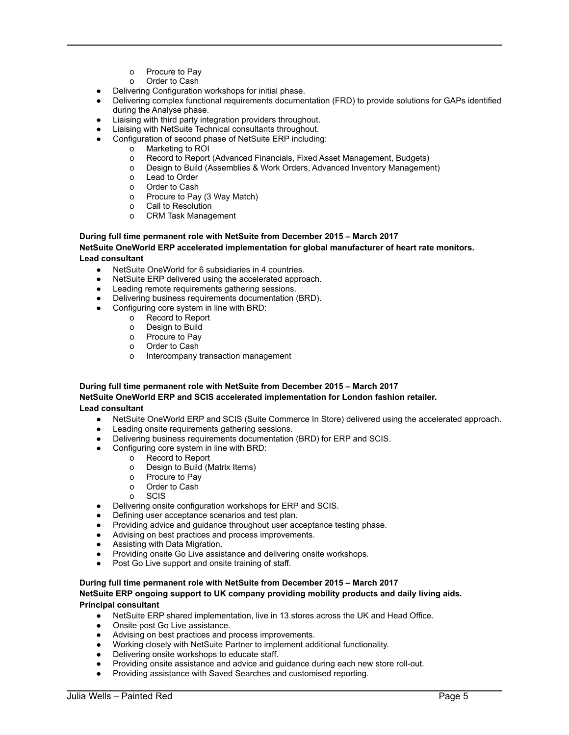- Procure to Pay
  - Order to Cash
- Delivering Configuration workshops for initial phase.
- Delivering complex functional requirements documentation (FRD) to provide solutions for GAPs identified during the Analyse phase.
- Liaising with third party integration providers throughout.
- Liaising with NetSuite Technical consultants throughout.
- Configuration of second phase of NetSuite ERP including:
  - Marketing to ROI
  - Record to Report (Advanced Financials, Fixed Asset Management, Budgets)
  - Design to Build (Assemblies & Work Orders, Advanced Inventory Management)
  - Lead to Order
  - Order to Cash
  - Procure to Pay (3 Way Match)
  - Call to Resolution
  - CRM Task Management

**During full time permanent role with NetSuite from December 2015 – March 2017**
**NetSuite OneWorld ERP accelerated implementation for global manufacturer of heart rate monitors.**
**Lead consultant**

- NetSuite OneWorld for 6 subsidiaries in 4 countries.
- NetSuite ERP delivered using the accelerated approach.
- Leading remote requirements gathering sessions.
- Delivering business requirements documentation (BRD).
- Configuring core system in line with BRD:
  - Record to Report
  - Design to Build
  - Procure to Pay
  - Order to Cash
  - Intercompany transaction management

**During full time permanent role with NetSuite from December 2015 – March 2017**
**NetSuite OneWorld ERP and SCIS accelerated implementation for London fashion retailer.**
**Lead consultant**

- NetSuite OneWorld ERP and SCIS (Suite Commerce In Store) delivered using the accelerated approach.
- Leading onsite requirements gathering sessions.
- Delivering business requirements documentation (BRD) for ERP and SCIS.
- Configuring core system in line with BRD:
  - Record to Report
  - Design to Build (Matrix Items)
  - Procure to Pay
  - Order to Cash
  - SCIS
- Delivering onsite configuration workshops for ERP and SCIS.
- Defining user acceptance scenarios and test plan.
- Providing advice and guidance throughout user acceptance testing phase.
- Advising on best practices and process improvements.
- Assisting with Data Migration.
- Providing onsite Go Live assistance and delivering onsite workshops.
- Post Go Live support and onsite training of staff.

**During full time permanent role with NetSuite from December 2015 – March 2017**
**NetSuite ERP ongoing support to UK company providing mobility products and daily living aids.**
**Principal consultant**

- NetSuite ERP shared implementation, live in 13 stores across the UK and Head Office.
- Onsite post Go Live assistance.
- Advising on best practices and process improvements.
- Working closely with NetSuite Partner to implement additional functionality.
- Delivering onsite workshops to educate staff.
- Providing onsite assistance and advice and guidance during each new store roll-out.
- Providing assistance with Saved Searches and customised reporting.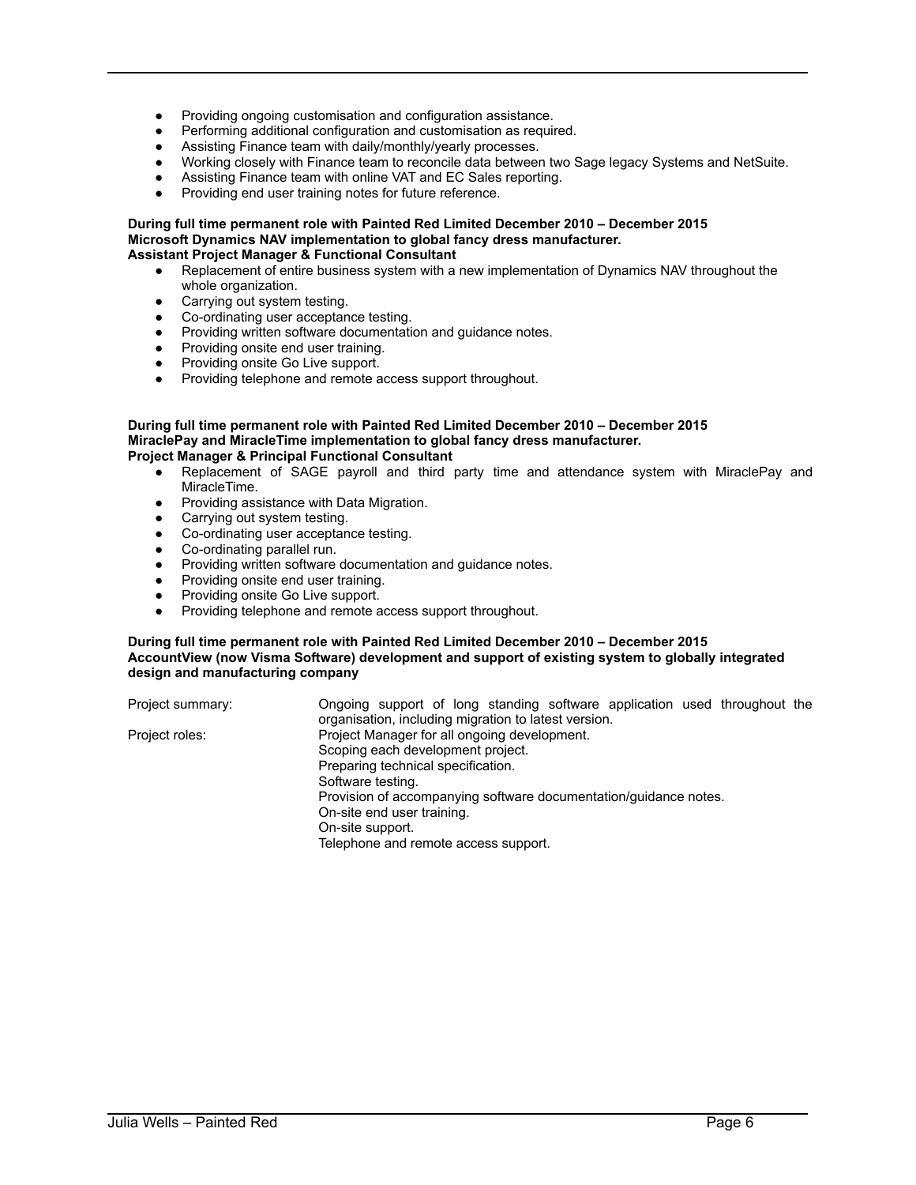- Providing ongoing customisation and configuration assistance.
- Performing additional configuration and customisation as required.
- Assisting Finance team with daily/monthly/yearly processes.
- Working closely with Finance team to reconcile data between two Sage legacy Systems and NetSuite.
- Assisting Finance team with online VAT and EC Sales reporting.
- Providing end user training notes for future reference.

**During full time permanent role with Painted Red Limited December 2010 – December 2015**
**Microsoft Dynamics NAV implementation to global fancy dress manufacturer.**
**Assistant Project Manager & Functional Consultant**

- Replacement of entire business system with a new implementation of Dynamics NAV throughout the whole organization.
- Carrying out system testing.
- Co-ordinating user acceptance testing.
- Providing written software documentation and guidance notes.
- Providing onsite end user training.
- Providing onsite Go Live support.
- Providing telephone and remote access support throughout.

**During full time permanent role with Painted Red Limited December 2010 – December 2015**
**MiraclePay and MiracleTime implementation to global fancy dress manufacturer.**
**Project Manager & Principal Functional Consultant**

- Replacement of SAGE payroll and third party time and attendance system with MiraclePay and MiracleTime.
- Providing assistance with Data Migration.
- Carrying out system testing.
- Co-ordinating user acceptance testing.
- Co-ordinating parallel run.
- Providing written software documentation and guidance notes.
- Providing onsite end user training.
- Providing onsite Go Live support.
- Providing telephone and remote access support throughout.

**During full time permanent role with Painted Red Limited December 2010 – December 2015**
**AccountView (now Visma Software) development and support of existing system to globally integrated design and manufacturing company**

| | |
|---|---|
| Project summary: | Ongoing support of long standing software application used throughout the organisation, including migration to latest version. |
| Project roles: | Project Manager for all ongoing development.<br>Scoping each development project.<br>Preparing technical specification.<br>Software testing.<br>Provision of accompanying software documentation/guidance notes.<br>On-site end user training.<br>On-site support.<br>Telephone and remote access support. |